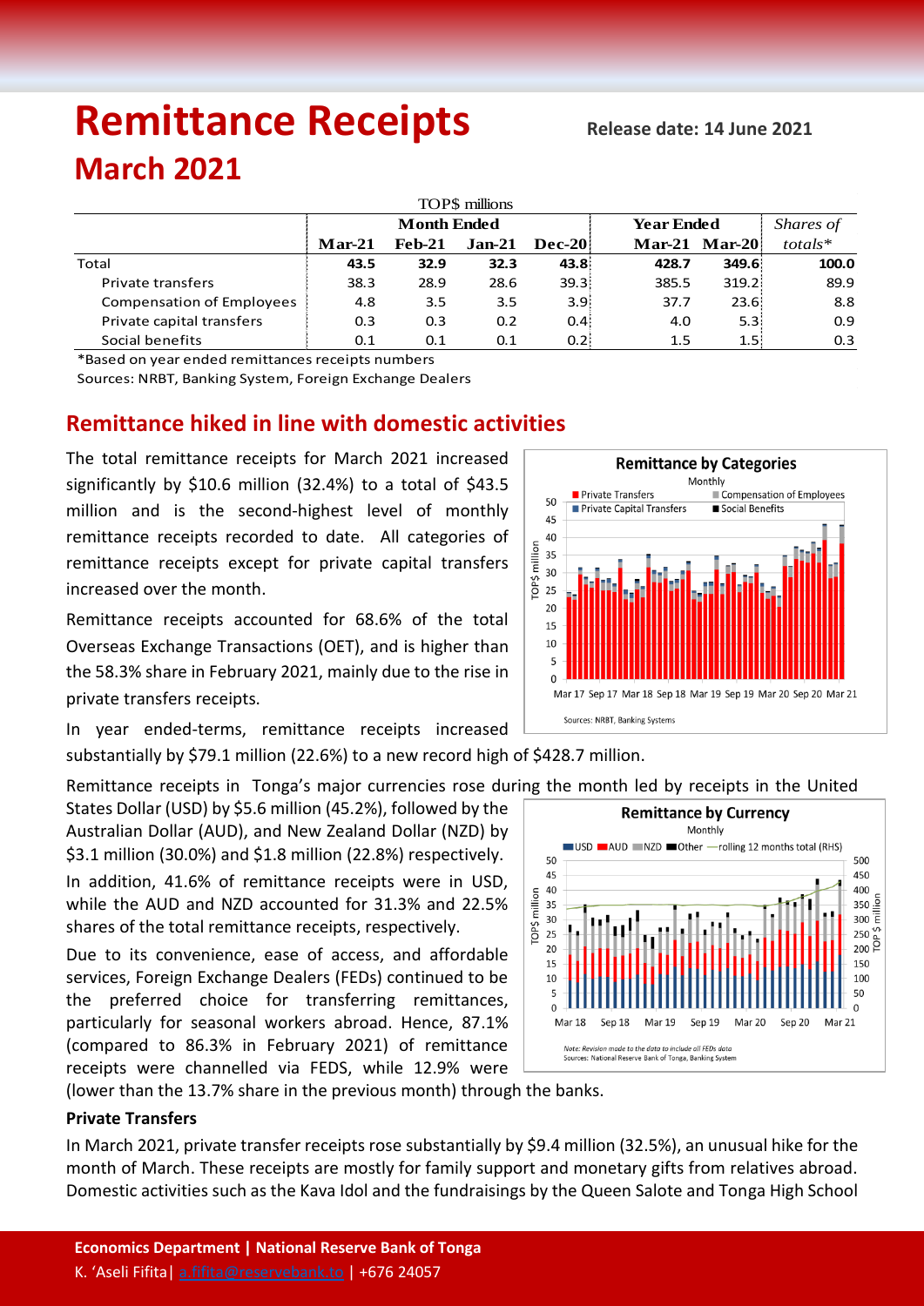# Remittance Receipts

**Release date: 14 June 2021**

# March 2021

| TOP$ millions | Month Ended | | | | Year Ended | | Shares of |
|---|---|---|---|---|---|---|---|
| | **Mar-21** | **Feb-21** | **Jan-21** | **Dec-20** | **Mar-21** | **Mar-20** | *totals** |
| Total | **43.5** | **32.9** | **32.3** | **43.8** | **428.7** | **349.6** | **100.0** |
| Private transfers | 38.3 | 28.9 | 28.6 | 39.3 | 385.5 | 319.2 | 89.9 |
| Compensation of Employees | 4.8 | 3.5 | 3.5 | 3.9 | 37.7 | 23.6 | 8.8 |
| Private capital transfers | 0.3 | 0.3 | 0.2 | 0.4 | 4.0 | 5.3 | 0.9 |
| Social benefits | 0.1 | 0.1 | 0.1 | 0.2 | 1.5 | 1.5 | 0.3 |

*Based on year ended remittances receipts numbers

Sources: NRBT, Banking System, Foreign Exchange Dealers

## Remittance hiked in line with domestic activities

The total remittance receipts for March 2021 increased significantly by $10.6 million (32.4%) to a total of $43.5 million and is the second-highest level of monthly remittance receipts recorded to date. All categories of remittance receipts except for private capital transfers increased over the month.

Remittance receipts accounted for 68.6% of the total Overseas Exchange Transactions (OET), and is higher than the 58.3% share in February 2021, mainly due to the rise in private transfers receipts.

In year ended-terms, remittance receipts increased substantially by $79.1 million (22.6%) to a new record high of $428.7 million.

Remittance receipts in Tonga's major currencies rose during the month led by receipts in the United States Dollar (USD) by $5.6 million (45.2%), followed by the Australian Dollar (AUD), and New Zealand Dollar (NZD) by $3.1 million (30.0%) and $1.8 million (22.8%) respectively.

In addition, 41.6% of remittance receipts were in USD, while the AUD and NZD accounted for 31.3% and 22.5% shares of the total remittance receipts, respectively.

Due to its convenience, ease of access, and affordable services, Foreign Exchange Dealers (FEDs) continued to be the preferred choice for transferring remittances, particularly for seasonal workers abroad. Hence, 87.1% (compared to 86.3% in February 2021) of remittance receipts were channelled via FEDS, while 12.9% were (lower than the 13.7% share in the previous month) through the banks.

### Private Transfers

In March 2021, private transfer receipts rose substantially by $9.4 million (32.5%), an unusual hike for the month of March. These receipts are mostly for family support and monetary gifts from relatives abroad. Domestic activities such as the Kava Idol and the fundraisings by the Queen Salote and Tonga High School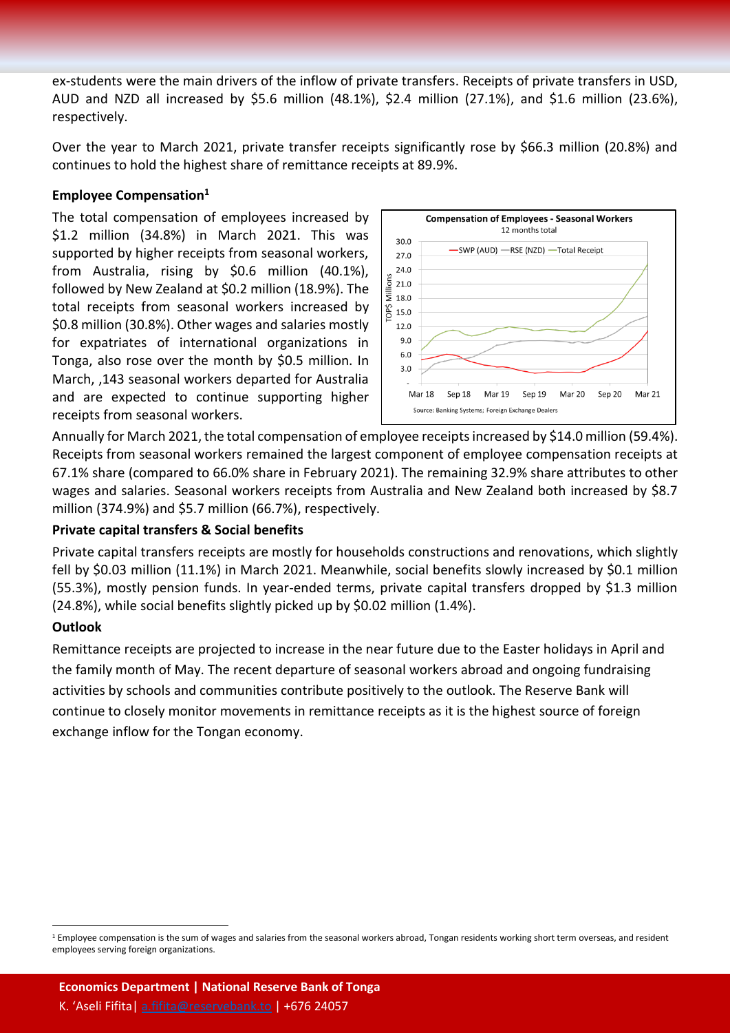ex-students were the main drivers of the inflow of private transfers. Receipts of private transfers in USD, AUD and NZD all increased by \$5.6 million (48.1%), \$2.4 million (27.1%), and \$1.6 million (23.6%), respectively.

Over the year to March 2021, private transfer receipts significantly rose by \$66.3 million (20.8%) and continues to hold the highest share of remittance receipts at 89.9%.

**Employee Compensation[1]**

The total compensation of employees increased by \$1.2 million (34.8%) in March 2021. This was supported by higher receipts from seasonal workers, from Australia, rising by \$0.6 million (40.1%), followed by New Zealand at \$0.2 million (18.9%). The total receipts from seasonal workers increased by \$0.8 million (30.8%). Other wages and salaries mostly for expatriates of international organizations in Tonga, also rose over the month by \$0.5 million. In March, ,143 seasonal workers departed for Australia and are expected to continue supporting higher receipts from seasonal workers.

**Compensation of Employees - Seasonal Workers**
12 months total

Source: Banking Systems; Foreign Exchange Dealers

Annually for March 2021, the total compensation of employee receipts increased by \$14.0 million (59.4%). Receipts from seasonal workers remained the largest component of employee compensation receipts at 67.1% share (compared to 66.0% share in February 2021). The remaining 32.9% share attributes to other wages and salaries. Seasonal workers receipts from Australia and New Zealand both increased by \$8.7 million (374.9%) and \$5.7 million (66.7%), respectively.

**Private capital transfers & Social benefits**

Private capital transfers receipts are mostly for households constructions and renovations, which slightly fell by \$0.03 million (11.1%) in March 2021. Meanwhile, social benefits slowly increased by \$0.1 million (55.3%), mostly pension funds. In year-ended terms, private capital transfers dropped by \$1.3 million (24.8%), while social benefits slightly picked up by \$0.02 million (1.4%).

**Outlook**

Remittance receipts are projected to increase in the near future due to the Easter holidays in April and the family month of May. The recent departure of seasonal workers abroad and ongoing fundraising activities by schools and communities contribute positively to the outlook. The Reserve Bank will continue to closely monitor movements in remittance receipts as it is the highest source of foreign exchange inflow for the Tongan economy.

[1] Employee compensation is the sum of wages and salaries from the seasonal workers abroad, Tongan residents working short term overseas, and resident employees serving foreign organizations.

**Economics Department | National Reserve Bank of Tonga**
K. 'Aseli Fifita| a.fifita@reservebank.to | +676 24057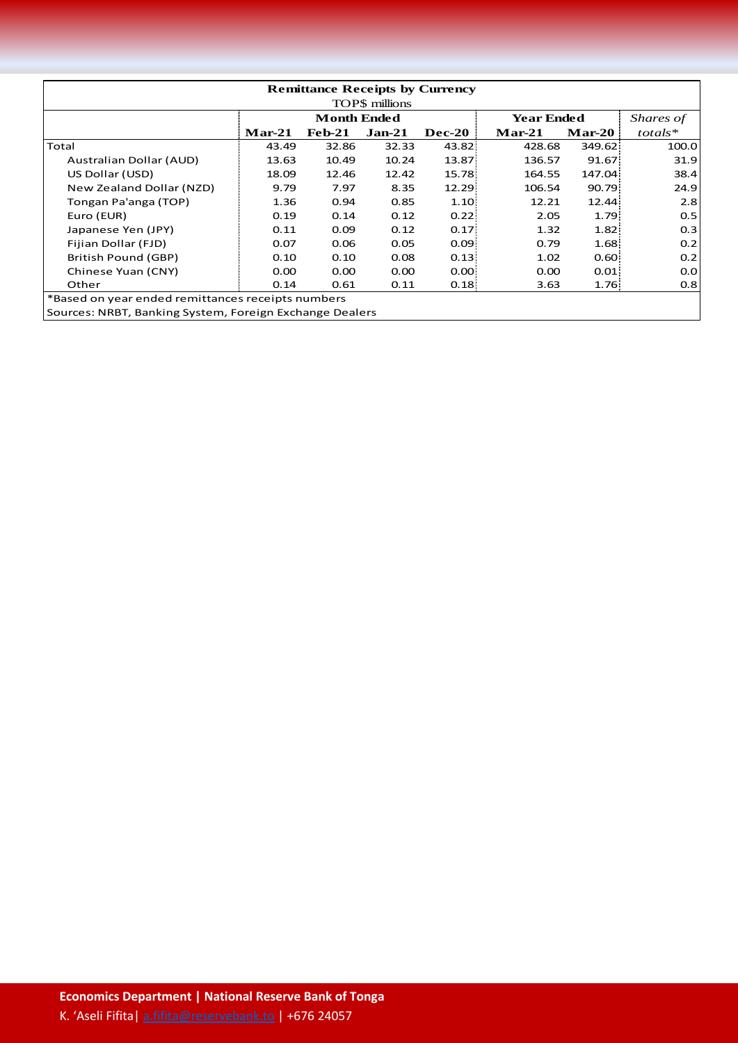**Remittance Receipts by Currency**

TOP$ millions

| | Month Ended | | | | Year Ended | | Shares of |
|---|---|---|---|---|---|---|---|
| | **Mar-21** | **Feb-21** | **Jan-21** | **Dec-20** | **Mar-21** | **Mar-20** | *totals** |
| Total | 43.49 | 32.86 | 32.33 | 43.82 | 428.68 | 349.62 | 100.0 |
| Australian Dollar (AUD) | 13.63 | 10.49 | 10.24 | 13.87 | 136.57 | 91.67 | 31.9 |
| US Dollar (USD) | 18.09 | 12.46 | 12.42 | 15.78 | 164.55 | 147.04 | 38.4 |
| New Zealand Dollar (NZD) | 9.79 | 7.97 | 8.35 | 12.29 | 106.54 | 90.79 | 24.9 |
| Tongan Pa'anga (TOP) | 1.36 | 0.94 | 0.85 | 1.10 | 12.21 | 12.44 | 2.8 |
| Euro (EUR) | 0.19 | 0.14 | 0.12 | 0.22 | 2.05 | 1.79 | 0.5 |
| Japanese Yen (JPY) | 0.11 | 0.09 | 0.12 | 0.17 | 1.32 | 1.82 | 0.3 |
| Fijian Dollar (FJD) | 0.07 | 0.06 | 0.05 | 0.09 | 0.79 | 1.68 | 0.2 |
| British Pound (GBP) | 0.10 | 0.10 | 0.08 | 0.13 | 1.02 | 0.60 | 0.2 |
| Chinese Yuan (CNY) | 0.00 | 0.00 | 0.00 | 0.00 | 0.00 | 0.01 | 0.0 |
| Other | 0.14 | 0.61 | 0.11 | 0.18 | 3.63 | 1.76 | 0.8 |

*Based on year ended remittances receipts numbers

Sources: NRBT, Banking System, Foreign Exchange Dealers

**Economics Department | National Reserve Bank of Tonga**

K. 'Aseli Fifita| a.fifita@reservebank.to | +676 24057